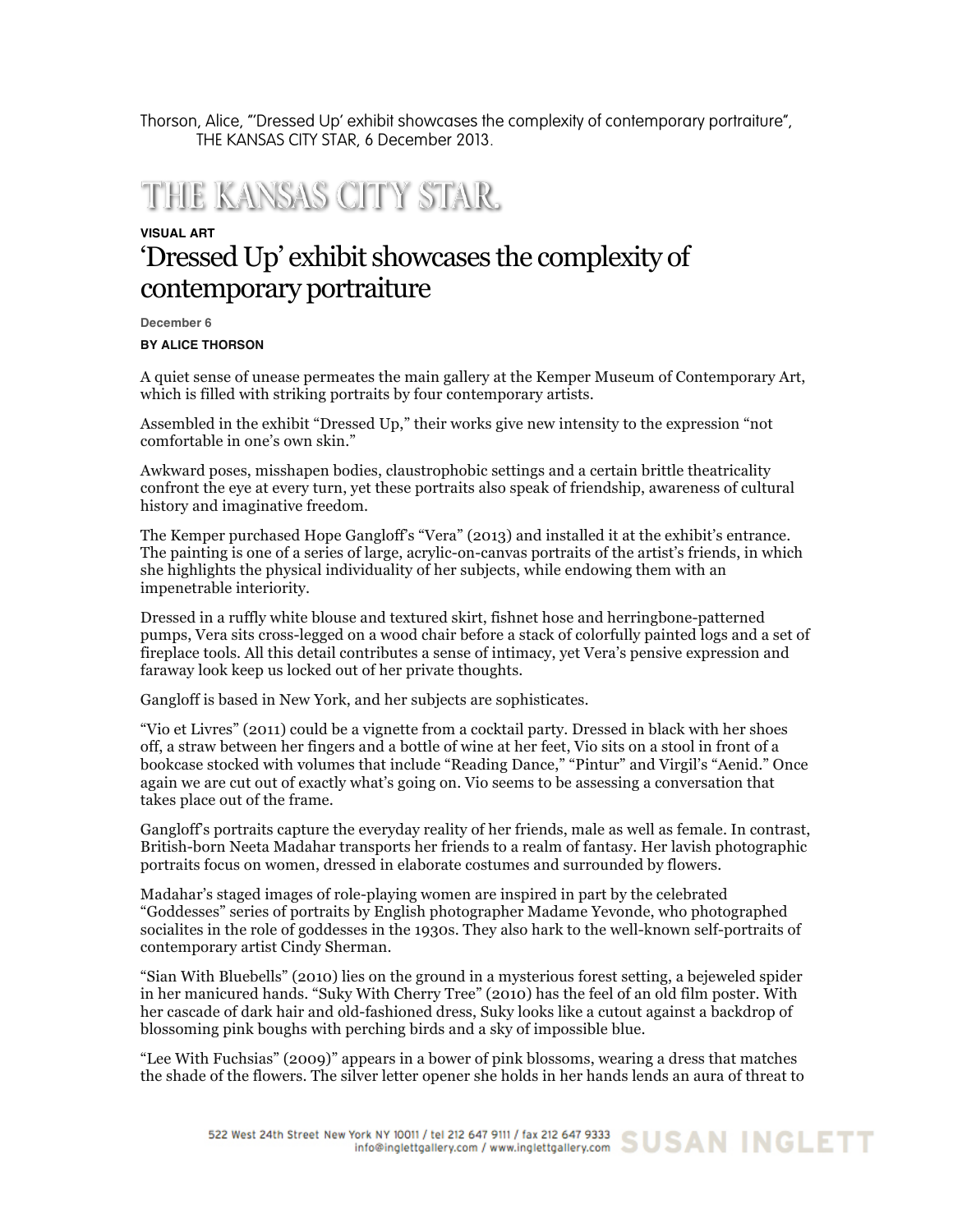Thorson, Alice, "'Dressed Up' exhibit showcases the complexity of contemporary portraiture", THE KANSAS CITY STAR, 6 December 2013.

THE KANSAS CITY STAR.

**VISUAL ART**

# 'Dressed Up' exhibit showcases the complexity of contemporary portraiture

December 6

**BY ALICE THORSON**

A quiet sense of unease permeates the main gallery at the Kemper Museum of Contemporary Art, which is filled with striking portraits by four contemporary artists.

Assembled in the exhibit "Dressed Up," their works give new intensity to the expression "not comfortable in one's own skin."

Awkward poses, misshapen bodies, claustrophobic settings and a certain brittle theatricality confront the eye at every turn, yet these portraits also speak of friendship, awareness of cultural history and imaginative freedom.

The Kemper purchased Hope Gangloff's "Vera" (2013) and installed it at the exhibit's entrance. The painting is one of a series of large, acrylic-on-canvas portraits of the artist's friends, in which she highlights the physical individuality of her subjects, while endowing them with an impenetrable interiority.

Dressed in a ruffly white blouse and textured skirt, fishnet hose and herringbone-patterned pumps, Vera sits cross-legged on a wood chair before a stack of colorfully painted logs and a set of fireplace tools. All this detail contributes a sense of intimacy, yet Vera's pensive expression and faraway look keep us locked out of her private thoughts.

Gangloff is based in New York, and her subjects are sophisticates.

"Vio et Livres" (2011) could be a vignette from a cocktail party. Dressed in black with her shoes off, a straw between her fingers and a bottle of wine at her feet, Vio sits on a stool in front of a bookcase stocked with volumes that include "Reading Dance," "Pintur" and Virgil's "Aenid." Once again we are cut out of exactly what's going on. Vio seems to be assessing a conversation that takes place out of the frame.

Gangloff's portraits capture the everyday reality of her friends, male as well as female. In contrast, British-born Neeta Madahar transports her friends to a realm of fantasy. Her lavish photographic portraits focus on women, dressed in elaborate costumes and surrounded by flowers.

Madahar's staged images of role-playing women are inspired in part by the celebrated "Goddesses" series of portraits by English photographer Madame Yevonde, who photographed socialites in the role of goddesses in the 1930s. They also hark to the well-known self-portraits of contemporary artist Cindy Sherman.

"Sian With Bluebells" (2010) lies on the ground in a mysterious forest setting, a bejeweled spider in her manicured hands. "Suky With Cherry Tree" (2010) has the feel of an old film poster. With her cascade of dark hair and old-fashioned dress, Suky looks like a cutout against a backdrop of blossoming pink boughs with perching birds and a sky of impossible blue.

"Lee With Fuchsias" (2009)" appears in a bower of pink blossoms, wearing a dress that matches the shade of the flowers. The silver letter opener she holds in her hands lends an aura of threat to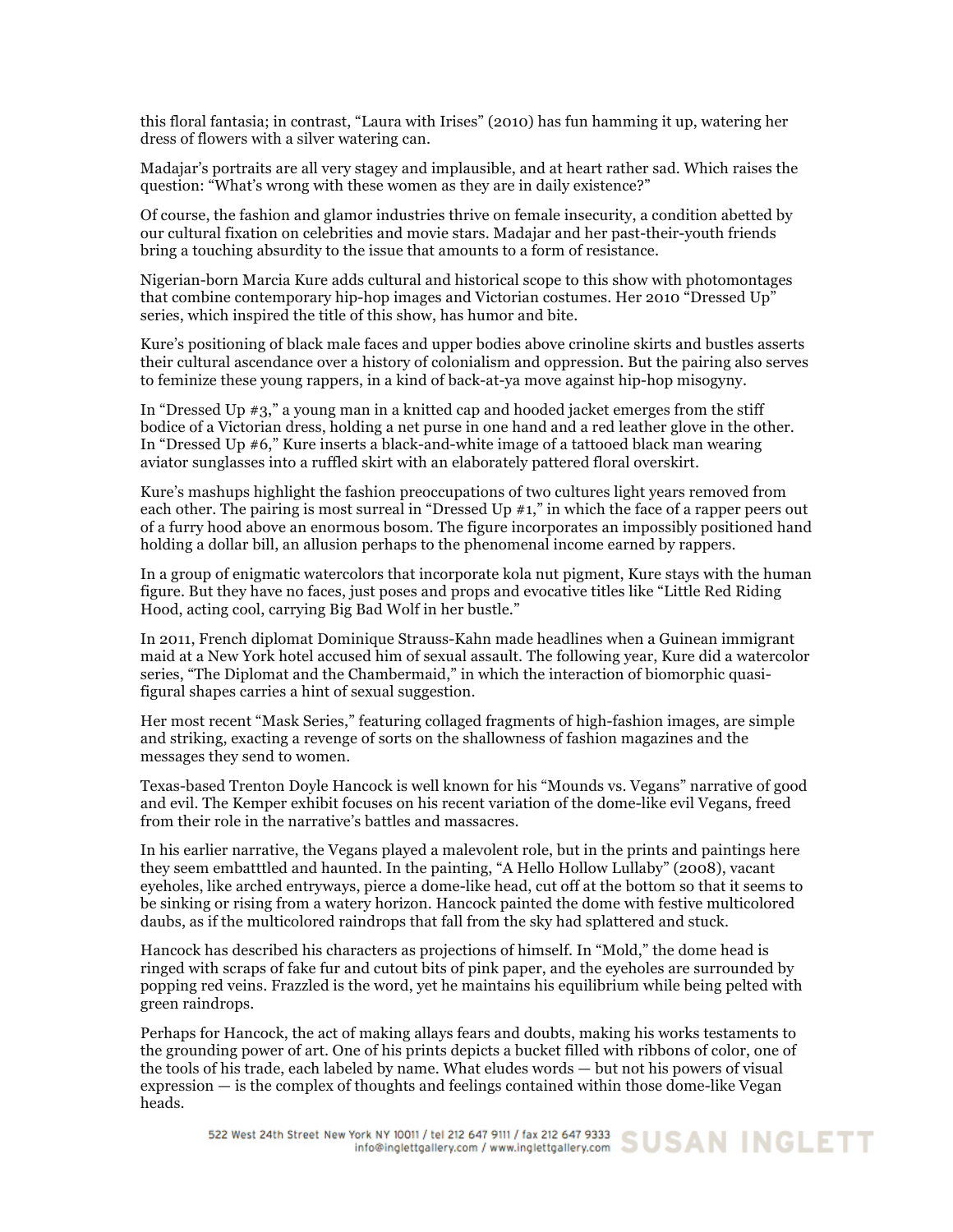this floral fantasia; in contrast, "Laura with Irises" (2010) has fun hamming it up, watering her dress of flowers with a silver watering can.

Madajar's portraits are all very stagey and implausible, and at heart rather sad. Which raises the question: "What's wrong with these women as they are in daily existence?"

Of course, the fashion and glamor industries thrive on female insecurity, a condition abetted by our cultural fixation on celebrities and movie stars. Madajar and her past-their-youth friends bring a touching absurdity to the issue that amounts to a form of resistance.

Nigerian-born Marcia Kure adds cultural and historical scope to this show with photomontages that combine contemporary hip-hop images and Victorian costumes. Her 2010 "Dressed Up" series, which inspired the title of this show, has humor and bite.

Kure's positioning of black male faces and upper bodies above crinoline skirts and bustles asserts their cultural ascendance over a history of colonialism and oppression. But the pairing also serves to feminize these young rappers, in a kind of back-at-ya move against hip-hop misogyny.

In "Dressed Up #3," a young man in a knitted cap and hooded jacket emerges from the stiff bodice of a Victorian dress, holding a net purse in one hand and a red leather glove in the other. In "Dressed Up #6," Kure inserts a black-and-white image of a tattooed black man wearing aviator sunglasses into a ruffled skirt with an elaborately pattered floral overskirt.

Kure's mashups highlight the fashion preoccupations of two cultures light years removed from each other. The pairing is most surreal in "Dressed Up #1," in which the face of a rapper peers out of a furry hood above an enormous bosom. The figure incorporates an impossibly positioned hand holding a dollar bill, an allusion perhaps to the phenomenal income earned by rappers.

In a group of enigmatic watercolors that incorporate kola nut pigment, Kure stays with the human figure. But they have no faces, just poses and props and evocative titles like "Little Red Riding Hood, acting cool, carrying Big Bad Wolf in her bustle."

In 2011, French diplomat Dominique Strauss-Kahn made headlines when a Guinean immigrant maid at a New York hotel accused him of sexual assault. The following year, Kure did a watercolor series, "The Diplomat and the Chambermaid," in which the interaction of biomorphic quasi-figural shapes carries a hint of sexual suggestion.

Her most recent "Mask Series," featuring collaged fragments of high-fashion images, are simple and striking, exacting a revenge of sorts on the shallowness of fashion magazines and the messages they send to women.

Texas-based Trenton Doyle Hancock is well known for his "Mounds vs. Vegans" narrative of good and evil. The Kemper exhibit focuses on his recent variation of the dome-like evil Vegans, freed from their role in the narrative's battles and massacres.

In his earlier narrative, the Vegans played a malevolent role, but in the prints and paintings here they seem embatttled and haunted. In the painting, "A Hello Hollow Lullaby" (2008), vacant eyeholes, like arched entryways, pierce a dome-like head, cut off at the bottom so that it seems to be sinking or rising from a watery horizon. Hancock painted the dome with festive multicolored daubs, as if the multicolored raindrops that fall from the sky had splattered and stuck.

Hancock has described his characters as projections of himself. In "Mold," the dome head is ringed with scraps of fake fur and cutout bits of pink paper, and the eyeholes are surrounded by popping red veins. Frazzled is the word, yet he maintains his equilibrium while being pelted with green raindrops.

Perhaps for Hancock, the act of making allays fears and doubts, making his works testaments to the grounding power of art. One of his prints depicts a bucket filled with ribbons of color, one of the tools of his trade, each labeled by name. What eludes words — but not his powers of visual expression — is the complex of thoughts and feelings contained within those dome-like Vegan heads.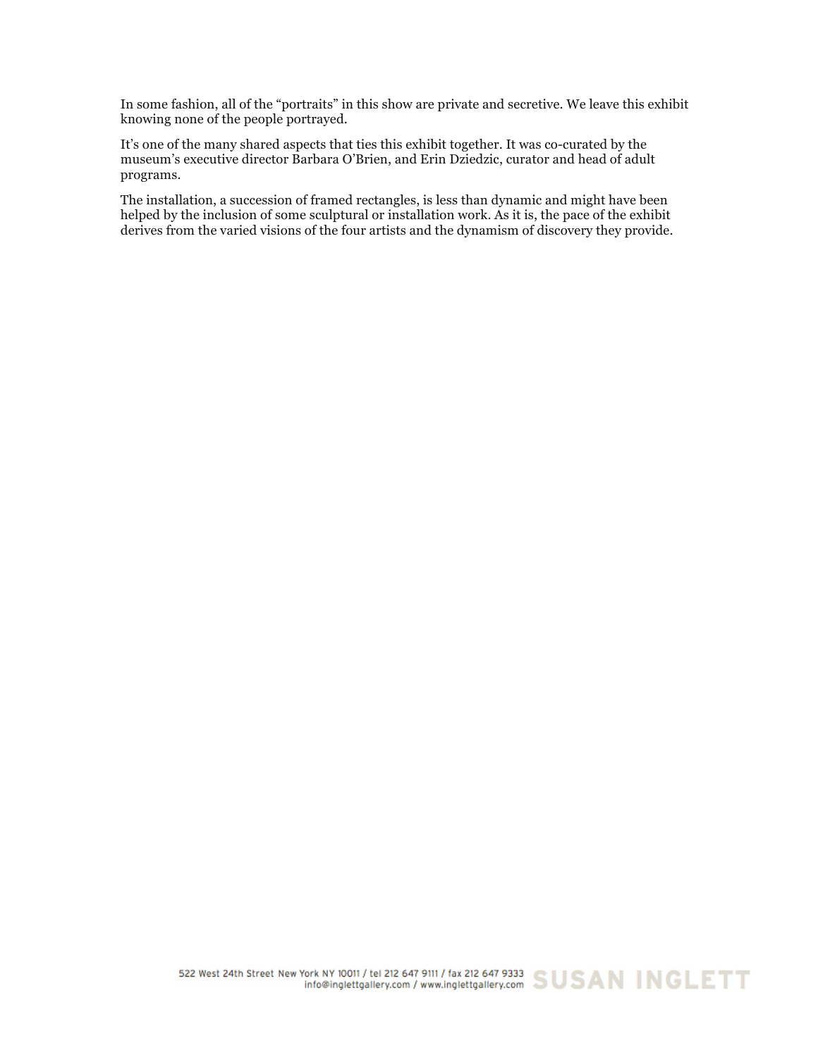In some fashion, all of the "portraits" in this show are private and secretive. We leave this exhibit knowing none of the people portrayed.

It's one of the many shared aspects that ties this exhibit together. It was co-curated by the museum's executive director Barbara O'Brien, and Erin Dziedzic, curator and head of adult programs.

The installation, a succession of framed rectangles, is less than dynamic and might have been helped by the inclusion of some sculptural or installation work. As it is, the pace of the exhibit derives from the varied visions of the four artists and the dynamism of discovery they provide.